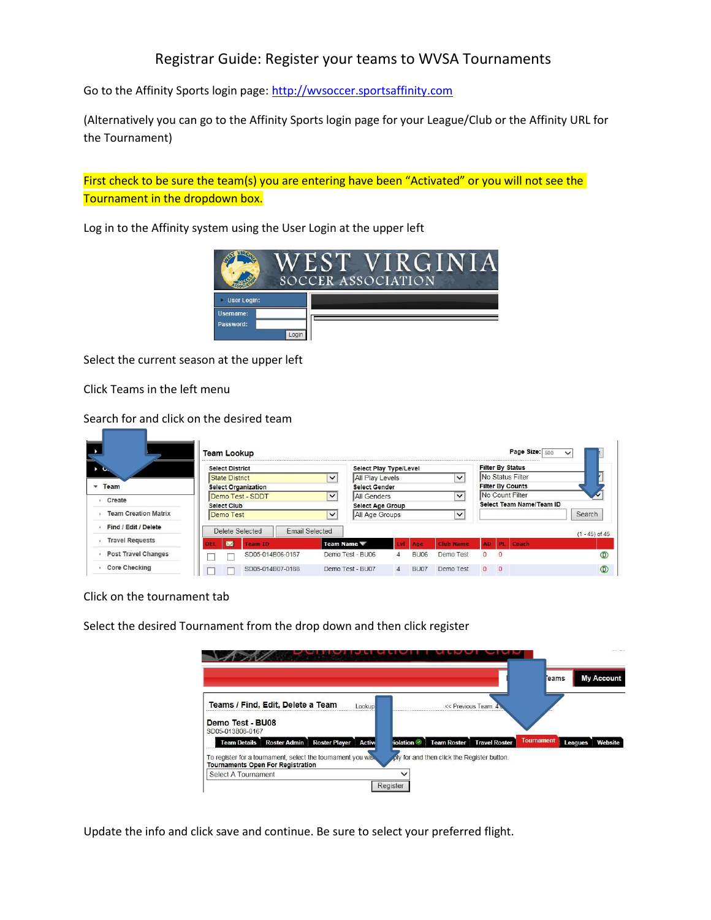# Registrar Guide: Register your teams to WVSA Tournaments

Go to the Affinity Sports login page: http://wvsoccer.sportsaffinity.com

(Alternatively you can go to the Affinity Sports login page for your League/Club or the Affinity URL for the Tournament)

First check to be sure the team(s) you are entering have been "Activated" or you will not see the Tournament in the dropdown box.

Log in to the Affinity system using the User Login at the upper left

Select the current season at the upper left

Click Teams in the left menu

Search for and click on the desired team

Click on the tournament tab

Select the desired Tournament from the drop down and then click register

Update the info and click save and continue. Be sure to select your preferred flight.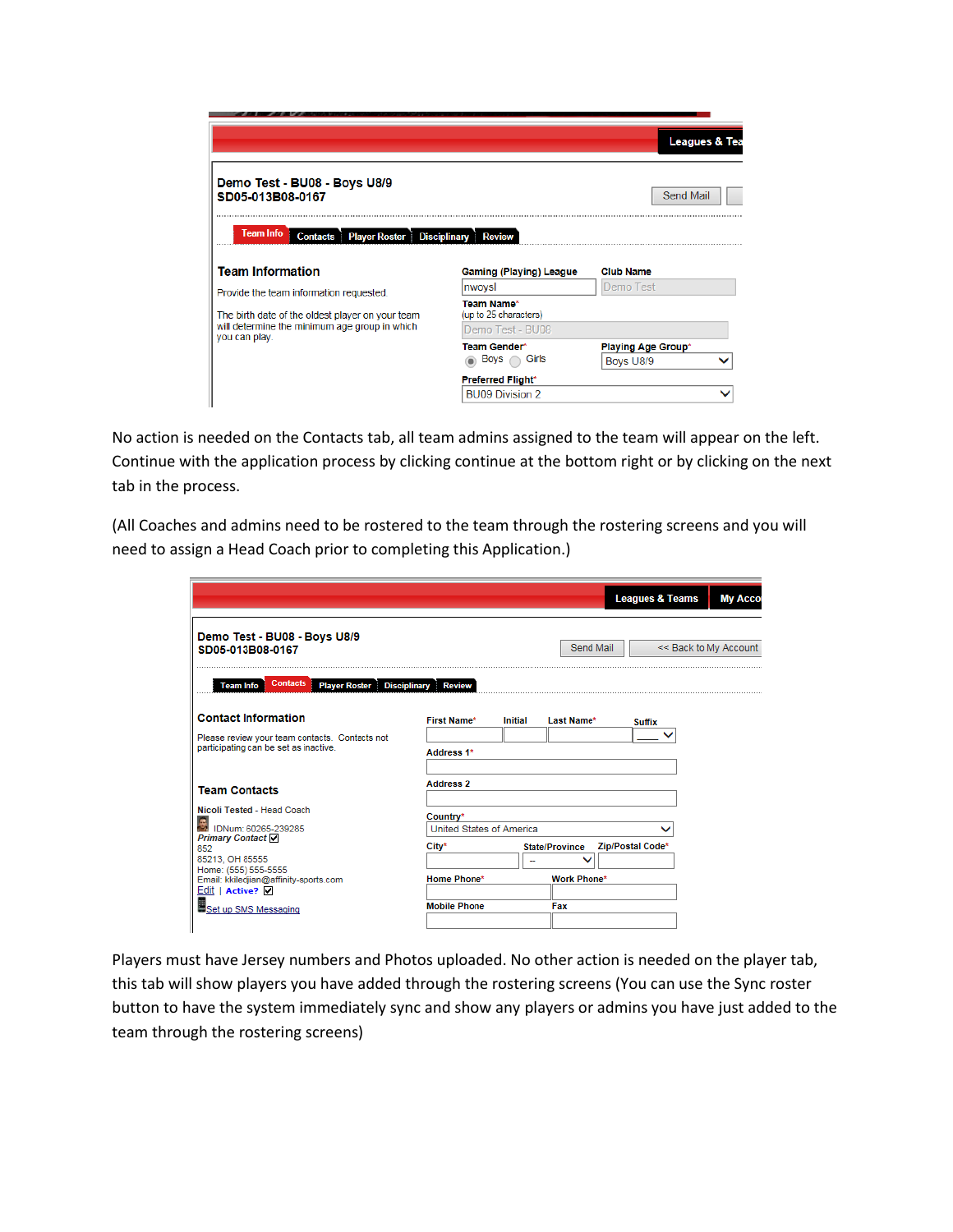Demo Test - BU08 - Boys U8/9
SD05-013B08-0167

Send Mail

Team Info | Contacts | Player Roster | Disciplinary | Review

**Team Information**

Provide the team information requested.

The birth date of the oldest player on your team will determine the minimum age group in which you can play.

Gaming (Playing) League: nwoysl

Club Name: Demo Test

Team Name* (up to 25 characters): Demo Test - BU08

Team Gender*: Boys / Girls

Playing Age Group*: Boys U8/9

Preferred Flight*: BU09 Division 2

No action is needed on the Contacts tab, all team admins assigned to the team will appear on the left. Continue with the application process by clicking continue at the bottom right or by clicking on the next tab in the process.

(All Coaches and admins need to be rostered to the team through the rostering screens and you will need to assign a Head Coach prior to completing this Application.)

Leagues & Teams | My Acco

Demo Test - BU08 - Boys U8/9
SD05-013B08-0167

Send Mail | << Back to My Account

Team Info | Contacts | Player Roster | Disciplinary | Review

**Contact Information**

Please review your team contacts. Contacts not participating can be set as inactive.

**Team Contacts**

Nicoli Tested - Head Coach
IDNum: 60265-239285
*Primary Contact*
852
85213, OH 85555
Home: (555) 555-5555
Email: kkiledjian@affinity-sports.com
Edit | Active?
Set up SMS Messaging

First Name* | Initial | Last Name* | Suffix

Address 1*

Address 2

Country*: United States of America

City* | State/Province | Zip/Postal Code*

Home Phone* | Work Phone*

Mobile Phone | Fax

Players must have Jersey numbers and Photos uploaded. No other action is needed on the player tab, this tab will show players you have added through the rostering screens (You can use the Sync roster button to have the system immediately sync and show any players or admins you have just added to the team through the rostering screens)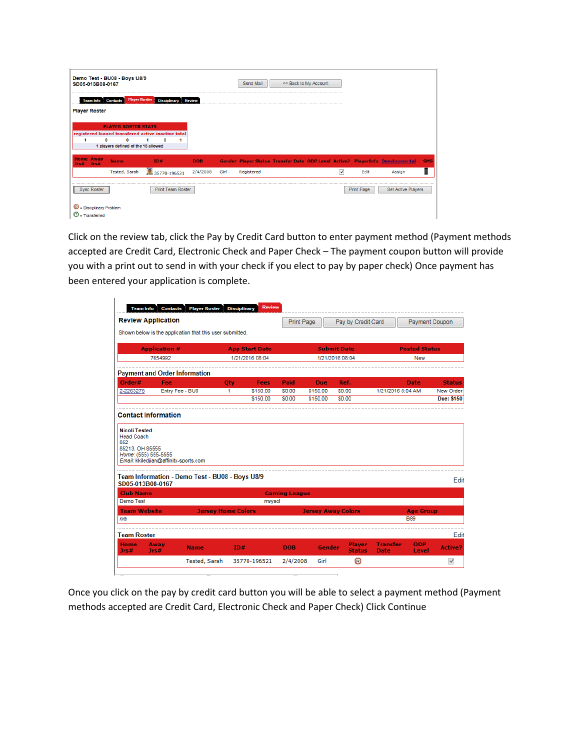Demo Test - BU08 - Boys U8/9
SD05-013B08-0167

Send Mail | << Back to My Account

Team Info | Contacts | Player Roster | Disciplinary | Review

**Player Roster**

| PLAYER ROSTER STATS | | | | | |
|---|---|---|---|---|---|
| registered | loaned | transfered | active | inactive | total |
| 1 | 0 | 0 | 1 | 0 | 1 |
| 1 players defined of the 15 allowed | | | | | |

| Home Jrs# | Away Jrs# | Name | ID# | DOB | Gender | Player Status | Transfer Date | ODP Level | Active? | PlayerInfo | Developmental | SMS |
|---|---|---|---|---|---|---|---|---|---|---|---|---|
| | | Tested, Sarah | 35770-196521 | 2/4/2008 | Girl | Registered | | | ☑ | Edit | Assign | |

Sync Roster | Print Team Roster | Print Page | Set Active Players

D = Disciplinary Problem
T = Transferred

Click on the review tab, click the Pay by Credit Card button to enter payment method (Payment methods accepted are Credit Card, Electronic Check and Paper Check – The payment coupon button will provide you with a print out to send in with your check if you elect to pay by paper check) Once payment has been entered your application is complete.

Team Info | Contacts | Player Roster | Disciplinary | Review

**Review Application**

Print Page | Pay by Credit Card | Payment Coupon

Shown below is the application that this user submitted.

| Application # | App Start Date | Submit Date | Posted Status |
|---|---|---|---|
| 7654992 | 1/21/2016 08:04 | 1/21/2016 08:04 | New |

**Payment and Order Information**

| Order# | Fee | Qty | Fees | Paid | Due | Ref. | Date | Status |
|---|---|---|---|---|---|---|---|---|
| 2-2263275 | Entry Fee - BU8 | 1 | $150.00 | $0.00 | $150.00 | $0.00 | 1/21/2016 8:04 AM | New Order |
| | | | $150.00 | $0.00 | $150.00 | $0.00 | | Due: $150 |

**Contact Information**

Nicoli Tested
Head Coach
852
85213, OH 85555
*Home:* (555) 555-5555
*Email:* kkiledjian@affinity-sports.com

**Team Information** - Demo Test - BU08 - Boys U8/9
SD05-013B08-0167 Edit

| Club Name | | Gaming League | |
|---|---|---|---|
| Demo Test | | nwysol | |
| **Team Website** | **Jersey Home Colors** | **Jersey Away Colors** | **Age Group** |
| n/a | | | B89 |

**Team Roster** Edit

| Home Jrs# | Away Jrs# | Name | ID# | DOB | Gender | Player Status | Transfer Date | ODP Level | Active? |
|---|---|---|---|---|---|---|---|---|---|
| | | Tested, Sarah | 35770-196521 | 2/4/2008 | Girl | R | | | ☑ |

Once you click on the pay by credit card button you will be able to select a payment method (Payment methods accepted are Credit Card, Electronic Check and Paper Check) Click Continue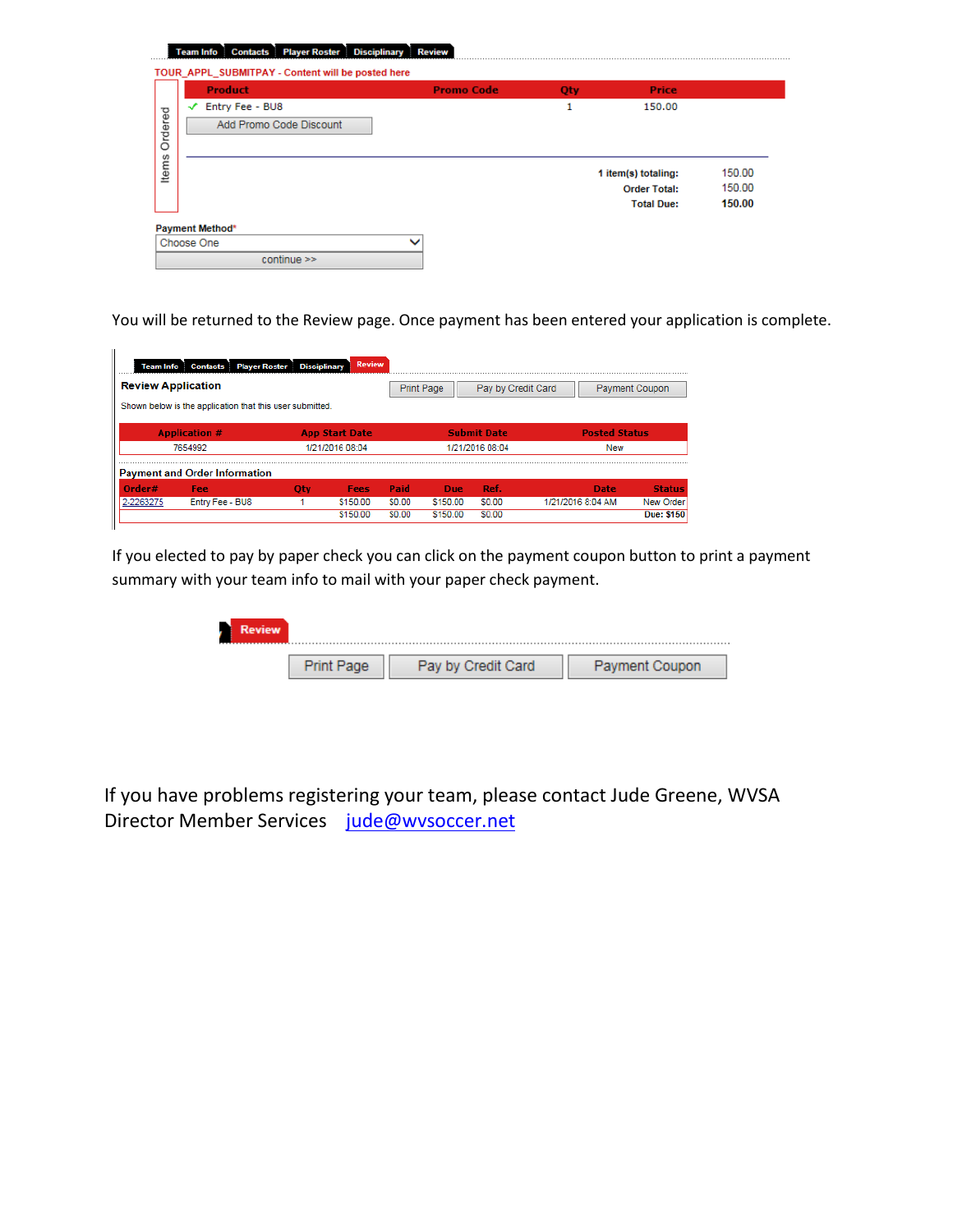Team Info | Contacts | Player Roster | Disciplinary | Review

TOUR_APPL_SUBMITPAY - Content will be posted here

Items Ordered

| Product | Promo Code | Qty | Price |
|---|---|---|---|
| ✓ Entry Fee - BU8 | | 1 | 150.00 |

Add Promo Code Discount

| | |
|---|---|
| 1 item(s) totaling: | 150.00 |
| Order Total: | 150.00 |
| Total Due: | **150.00** |

Payment Method*

Choose One

continue >>

You will be returned to the Review page. Once payment has been entered your application is complete.

Team Info | Contacts | Player Roster | Disciplinary | Review

**Review Application**

Print Page | Pay by Credit Card | Payment Coupon

Shown below is the application that this user submitted.

| Application # | App Start Date | Submit Date | Posted Status |
|---|---|---|---|
| 7654992 | 1/21/2016 08:04 | 1/21/2016 08:04 | New |

Payment and Order Information

| Order# | Fee | Qty | Fees | Paid | Due | Ref. | Date | Status |
|---|---|---|---|---|---|---|---|---|
| 2-2263275 | Entry Fee - BU8 | 1 | $150.00 | $0.00 | $150.00 | $0.00 | 1/21/2016 8:04 AM | New Order |
| | | | $150.00 | $0.00 | $150.00 | $0.00 | | Due: $150 |

If you elected to pay by paper check you can click on the payment coupon button to print a payment summary with your team info to mail with your paper check payment.

Review

Print Page | Pay by Credit Card | Payment Coupon

If you have problems registering your team, please contact Jude Greene, WVSA Director Member Services jude@wvsoccer.net